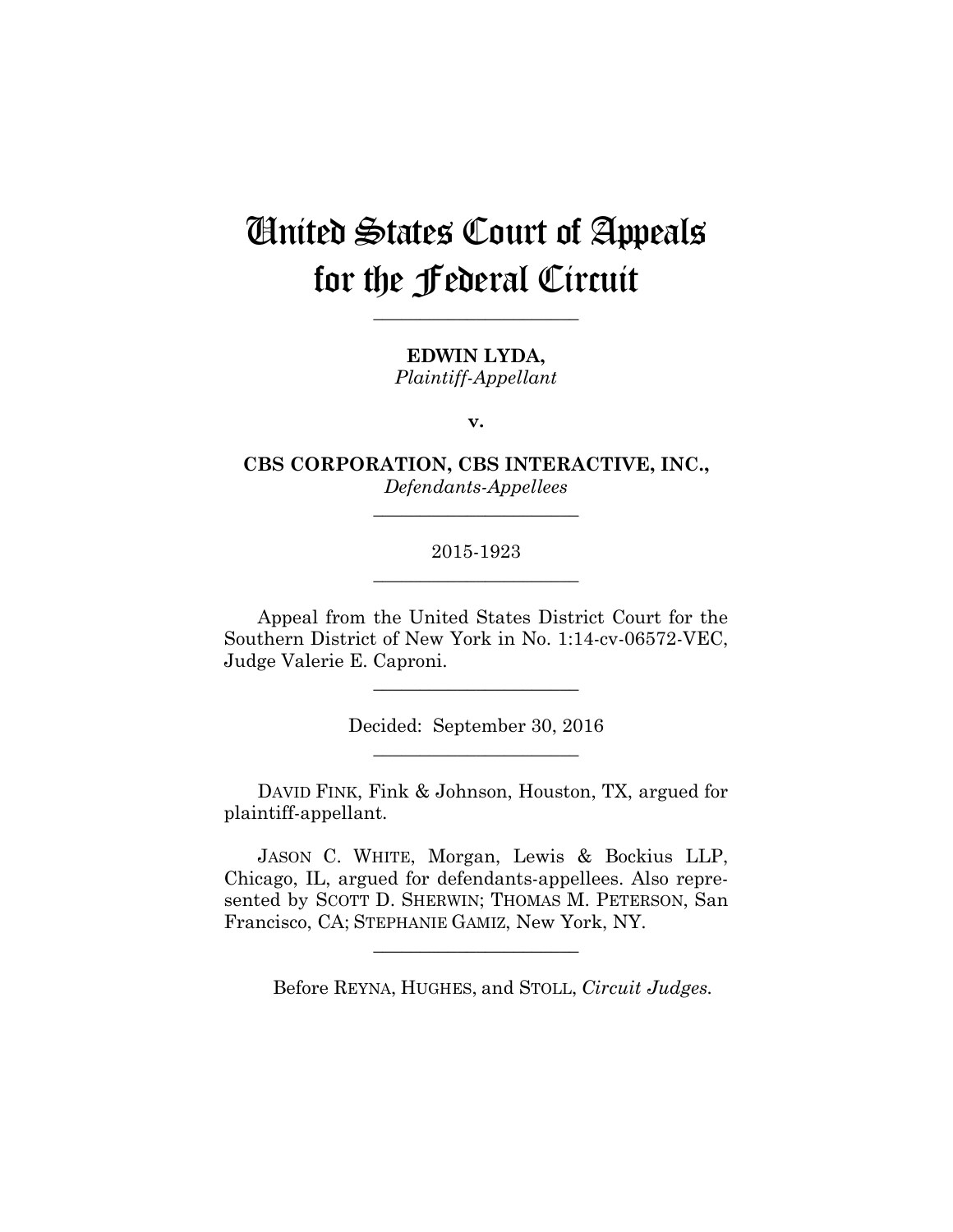# United States Court of Appeals for the Federal Circuit

______________________

**EDWIN LYDA,**
*Plaintiff-Appellant*

**v.**

**CBS CORPORATION, CBS INTERACTIVE, INC.,**
*Defendants-Appellees*

______________________

2015-1923

______________________

Appeal from the United States District Court for the Southern District of New York in No. 1:14-cv-06572-VEC, Judge Valerie E. Caproni.

______________________

Decided: September 30, 2016

______________________

DAVID FINK, Fink & Johnson, Houston, TX, argued for plaintiff-appellant.

JASON C. WHITE, Morgan, Lewis & Bockius LLP, Chicago, IL, argued for defendants-appellees. Also represented by SCOTT D. SHERWIN; THOMAS M. PETERSON, San Francisco, CA; STEPHANIE GAMIZ, New York, NY.

______________________

Before REYNA, HUGHES, and STOLL, *Circuit Judges.*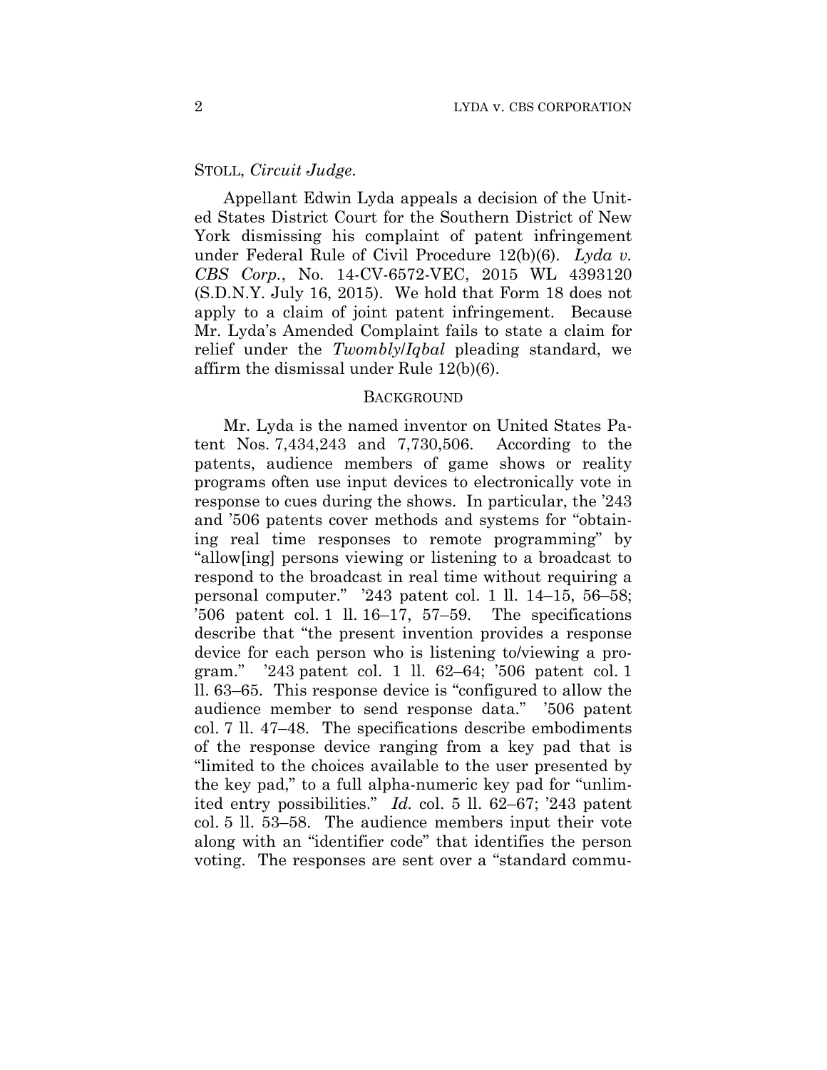STOLL, *Circuit Judge*.

Appellant Edwin Lyda appeals a decision of the United States District Court for the Southern District of New York dismissing his complaint of patent infringement under Federal Rule of Civil Procedure 12(b)(6). *Lyda v. CBS Corp.*, No. 14-CV-6572-VEC, 2015 WL 4393120 (S.D.N.Y. July 16, 2015). We hold that Form 18 does not apply to a claim of joint patent infringement. Because Mr. Lyda's Amended Complaint fails to state a claim for relief under the *Twombly*/*Iqbal* pleading standard, we affirm the dismissal under Rule 12(b)(6).

## BACKGROUND

Mr. Lyda is the named inventor on United States Patent Nos. 7,434,243 and 7,730,506. According to the patents, audience members of game shows or reality programs often use input devices to electronically vote in response to cues during the shows. In particular, the '243 and '506 patents cover methods and systems for "obtaining real time responses to remote programming" by "allow[ing] persons viewing or listening to a broadcast to respond to the broadcast in real time without requiring a personal computer." '243 patent col. 1 ll. 14–15, 56–58; '506 patent col. 1 ll. 16–17, 57–59. The specifications describe that "the present invention provides a response device for each person who is listening to/viewing a program." '243 patent col. 1 ll. 62–64; '506 patent col. 1 ll. 63–65. This response device is "configured to allow the audience member to send response data." '506 patent col. 7 ll. 47–48. The specifications describe embodiments of the response device ranging from a key pad that is "limited to the choices available to the user presented by the key pad," to a full alpha-numeric key pad for "unlimited entry possibilities." *Id.* col. 5 ll. 62–67; '243 patent col. 5 ll. 53–58. The audience members input their vote along with an "identifier code" that identifies the person voting. The responses are sent over a "standard commu-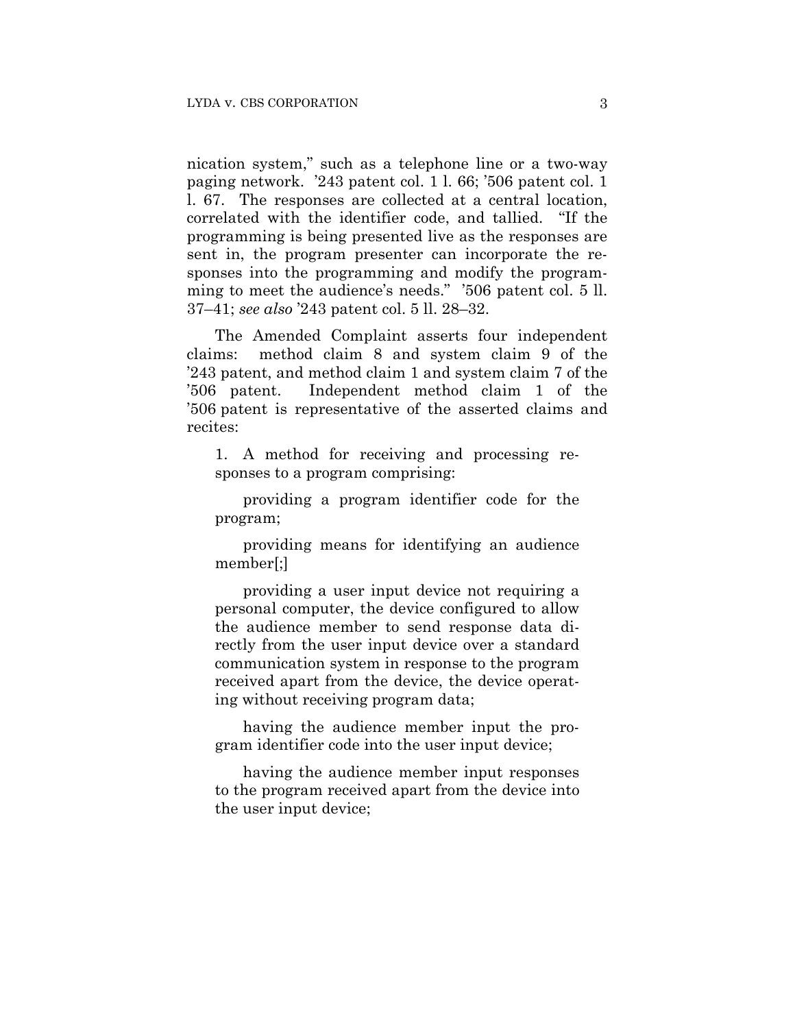nication system," such as a telephone line or a two-way paging network. '243 patent col. 1 l. 66; '506 patent col. 1 l. 67. The responses are collected at a central location, correlated with the identifier code, and tallied. "If the programming is being presented live as the responses are sent in, the program presenter can incorporate the responses into the programming and modify the programming to meet the audience's needs." '506 patent col. 5 ll. 37–41; *see also* '243 patent col. 5 ll. 28–32.

The Amended Complaint asserts four independent claims: method claim 8 and system claim 9 of the '243 patent, and method claim 1 and system claim 7 of the '506 patent. Independent method claim 1 of the '506 patent is representative of the asserted claims and recites:

> 1. A method for receiving and processing responses to a program comprising:
>
> providing a program identifier code for the program;
>
> providing means for identifying an audience member[;]
>
> providing a user input device not requiring a personal computer, the device configured to allow the audience member to send response data directly from the user input device over a standard communication system in response to the program received apart from the device, the device operating without receiving program data;
>
> having the audience member input the program identifier code into the user input device;
>
> having the audience member input responses to the program received apart from the device into the user input device;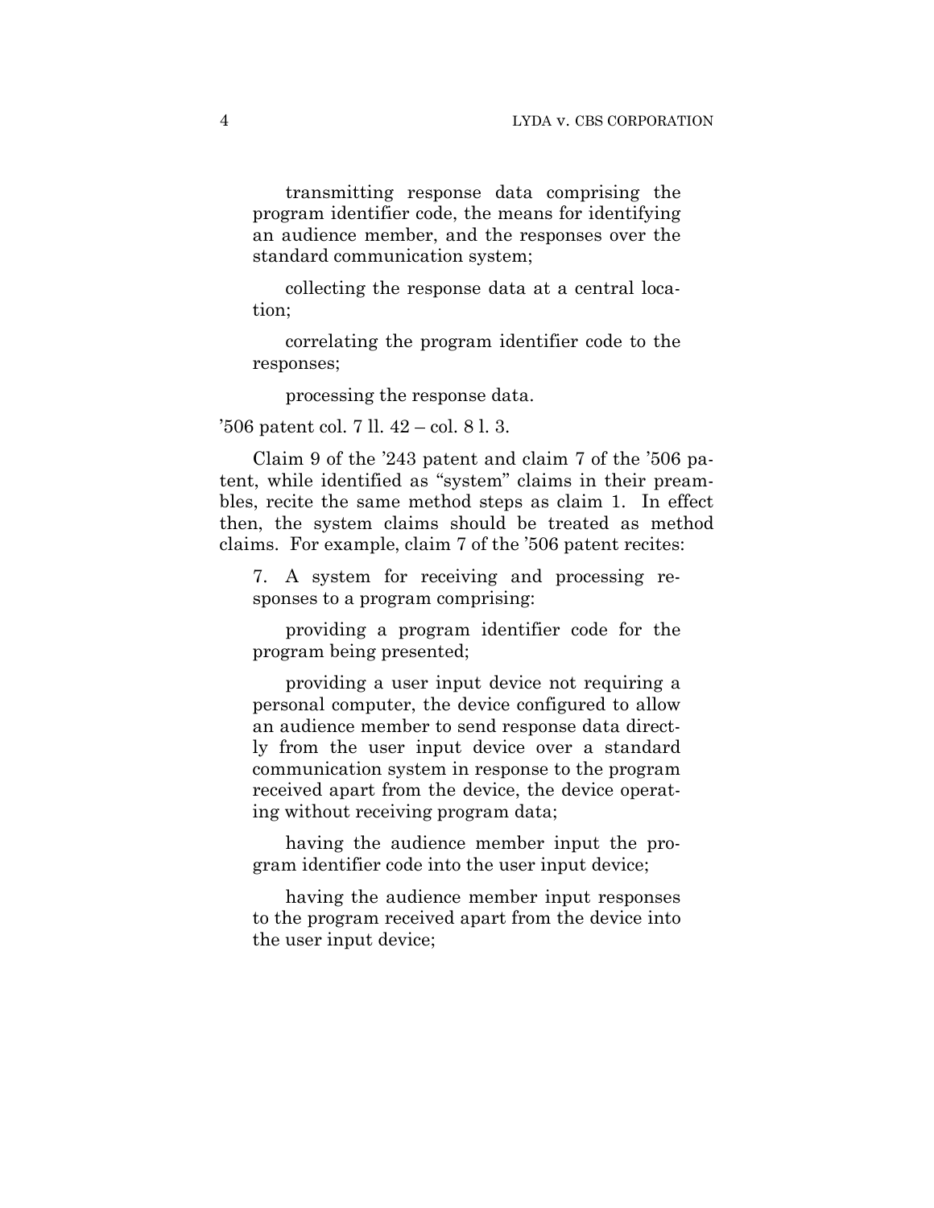transmitting response data comprising the program identifier code, the means for identifying an audience member, and the responses over the standard communication system;

collecting the response data at a central location;

correlating the program identifier code to the responses;

processing the response data.

'506 patent col. 7 ll. 42 – col. 8 l. 3.

Claim 9 of the '243 patent and claim 7 of the '506 patent, while identified as "system" claims in their preambles, recite the same method steps as claim 1. In effect then, the system claims should be treated as method claims. For example, claim 7 of the '506 patent recites:

> 7. A system for receiving and processing responses to a program comprising:
>
> providing a program identifier code for the program being presented;
>
> providing a user input device not requiring a personal computer, the device configured to allow an audience member to send response data directly from the user input device over a standard communication system in response to the program received apart from the device, the device operating without receiving program data;
>
> having the audience member input the program identifier code into the user input device;
>
> having the audience member input responses to the program received apart from the device into the user input device;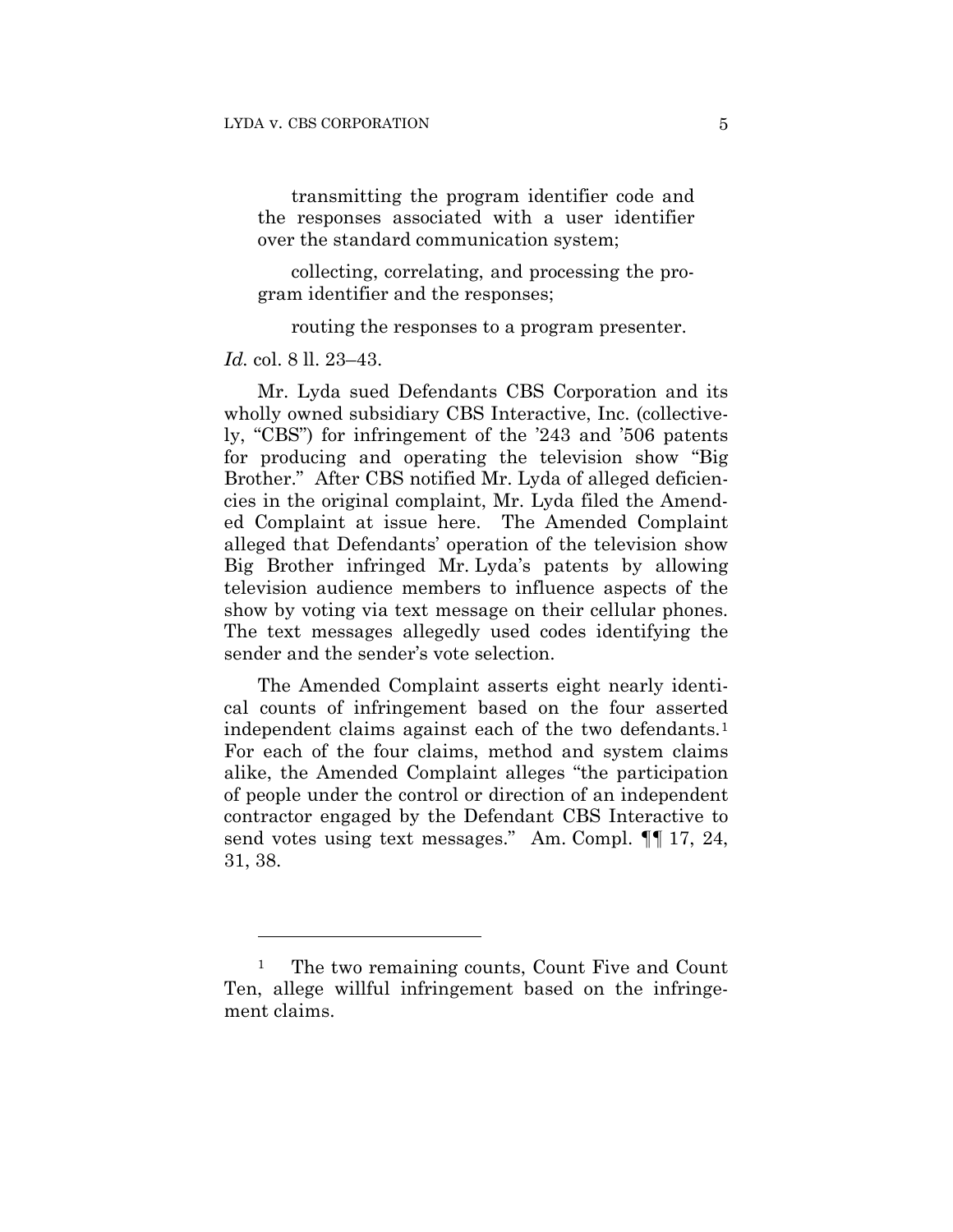transmitting the program identifier code and the responses associated with a user identifier over the standard communication system;

collecting, correlating, and processing the program identifier and the responses;

routing the responses to a program presenter.

*Id.* col. 8 ll. 23–43.

Mr. Lyda sued Defendants CBS Corporation and its wholly owned subsidiary CBS Interactive, Inc. (collectively, "CBS") for infringement of the '243 and '506 patents for producing and operating the television show "Big Brother." After CBS notified Mr. Lyda of alleged deficiencies in the original complaint, Mr. Lyda filed the Amended Complaint at issue here. The Amended Complaint alleged that Defendants' operation of the television show Big Brother infringed Mr. Lyda's patents by allowing television audience members to influence aspects of the show by voting via text message on their cellular phones. The text messages allegedly used codes identifying the sender and the sender's vote selection.

The Amended Complaint asserts eight nearly identical counts of infringement based on the four asserted independent claims against each of the two defendants.[1] For each of the four claims, method and system claims alike, the Amended Complaint alleges "the participation of people under the control or direction of an independent contractor engaged by the Defendant CBS Interactive to send votes using text messages." Am. Compl. ¶¶ 17, 24, 31, 38.

---

[1] The two remaining counts, Count Five and Count Ten, allege willful infringement based on the infringement claims.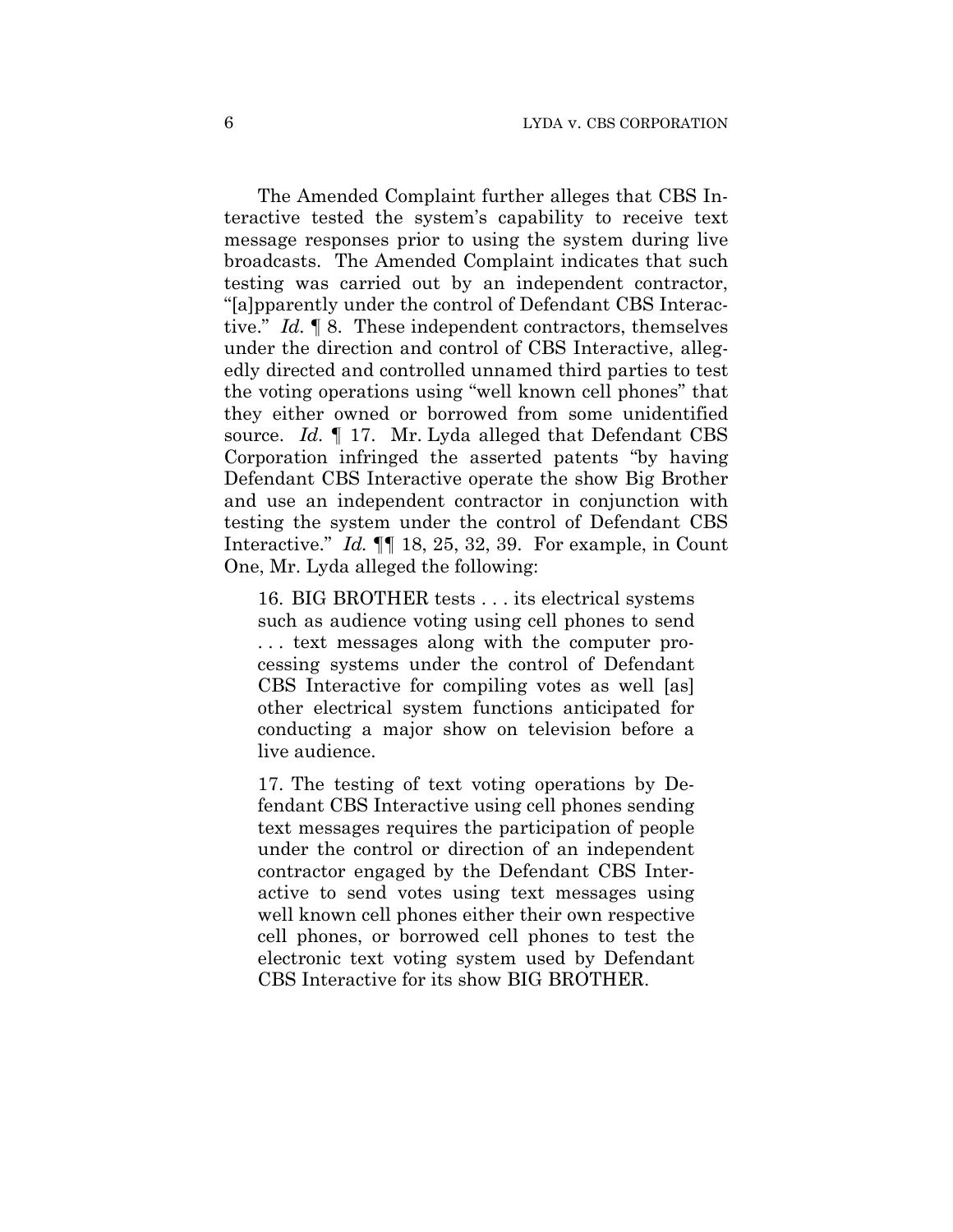The Amended Complaint further alleges that CBS Interactive tested the system's capability to receive text message responses prior to using the system during live broadcasts. The Amended Complaint indicates that such testing was carried out by an independent contractor, "[a]pparently under the control of Defendant CBS Interactive." *Id.* ¶ 8. These independent contractors, themselves under the direction and control of CBS Interactive, allegedly directed and controlled unnamed third parties to test the voting operations using "well known cell phones" that they either owned or borrowed from some unidentified source. *Id.* ¶ 17. Mr. Lyda alleged that Defendant CBS Corporation infringed the asserted patents "by having Defendant CBS Interactive operate the show Big Brother and use an independent contractor in conjunction with testing the system under the control of Defendant CBS Interactive." *Id.* ¶¶ 18, 25, 32, 39. For example, in Count One, Mr. Lyda alleged the following:

> 16. BIG BROTHER tests . . . its electrical systems such as audience voting using cell phones to send . . . text messages along with the computer processing systems under the control of Defendant CBS Interactive for compiling votes as well [as] other electrical system functions anticipated for conducting a major show on television before a live audience.
>
> 17. The testing of text voting operations by Defendant CBS Interactive using cell phones sending text messages requires the participation of people under the control or direction of an independent contractor engaged by the Defendant CBS Interactive to send votes using text messages using well known cell phones either their own respective cell phones, or borrowed cell phones to test the electronic text voting system used by Defendant CBS Interactive for its show BIG BROTHER.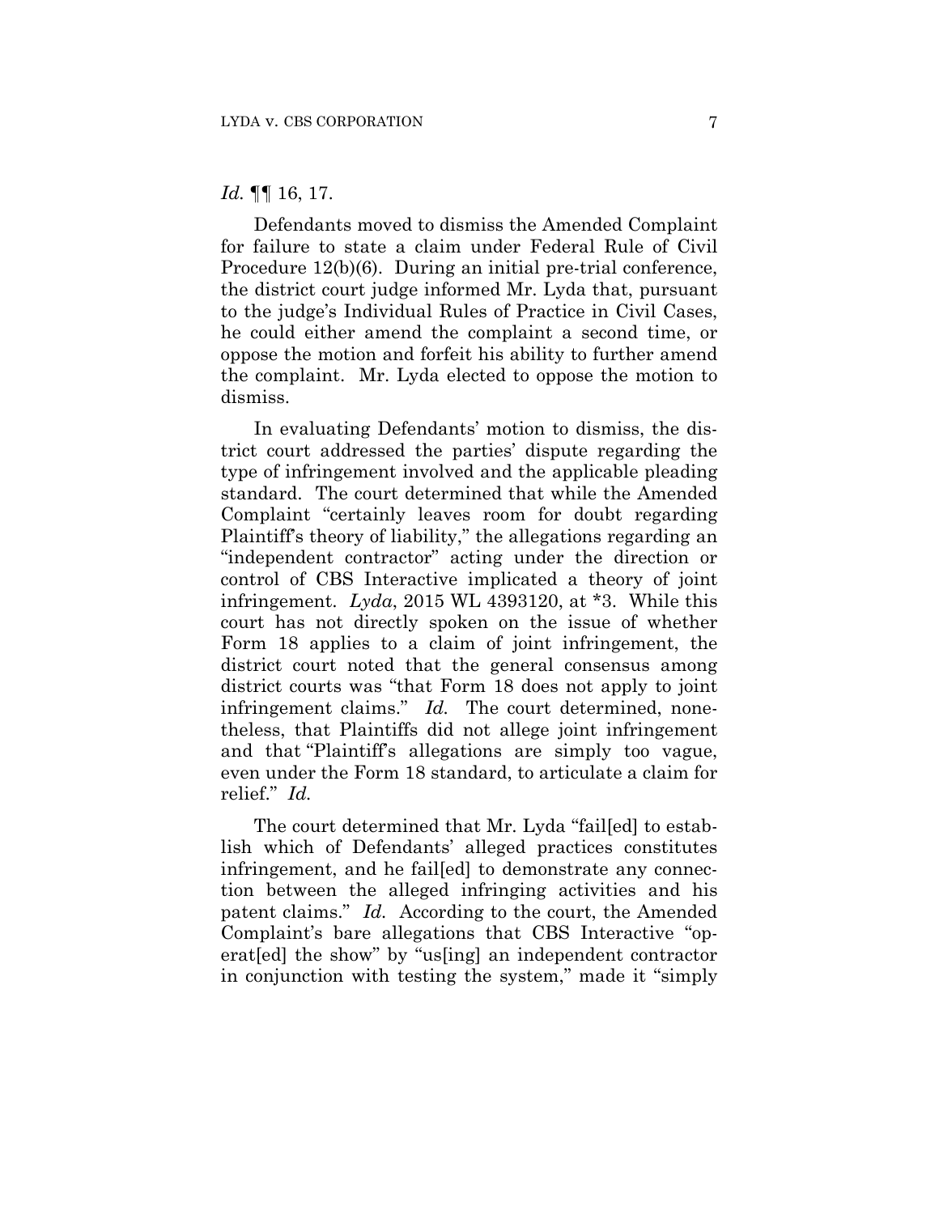*Id.* ¶¶ 16, 17.

Defendants moved to dismiss the Amended Complaint for failure to state a claim under Federal Rule of Civil Procedure 12(b)(6). During an initial pre-trial conference, the district court judge informed Mr. Lyda that, pursuant to the judge's Individual Rules of Practice in Civil Cases, he could either amend the complaint a second time, or oppose the motion and forfeit his ability to further amend the complaint. Mr. Lyda elected to oppose the motion to dismiss.

In evaluating Defendants' motion to dismiss, the district court addressed the parties' dispute regarding the type of infringement involved and the applicable pleading standard. The court determined that while the Amended Complaint "certainly leaves room for doubt regarding Plaintiff's theory of liability," the allegations regarding an "independent contractor" acting under the direction or control of CBS Interactive implicated a theory of joint infringement. *Lyda*, 2015 WL 4393120, at *3. While this court has not directly spoken on the issue of whether Form 18 applies to a claim of joint infringement, the district court noted that the general consensus among district courts was "that Form 18 does not apply to joint infringement claims." *Id.* The court determined, nonetheless, that Plaintiffs did not allege joint infringement and that "Plaintiff's allegations are simply too vague, even under the Form 18 standard, to articulate a claim for relief." *Id.*

The court determined that Mr. Lyda "fail[ed] to establish which of Defendants' alleged practices constitutes infringement, and he fail[ed] to demonstrate any connection between the alleged infringing activities and his patent claims." *Id.* According to the court, the Amended Complaint's bare allegations that CBS Interactive "operat[ed] the show" by "us[ing] an independent contractor in conjunction with testing the system," made it "simply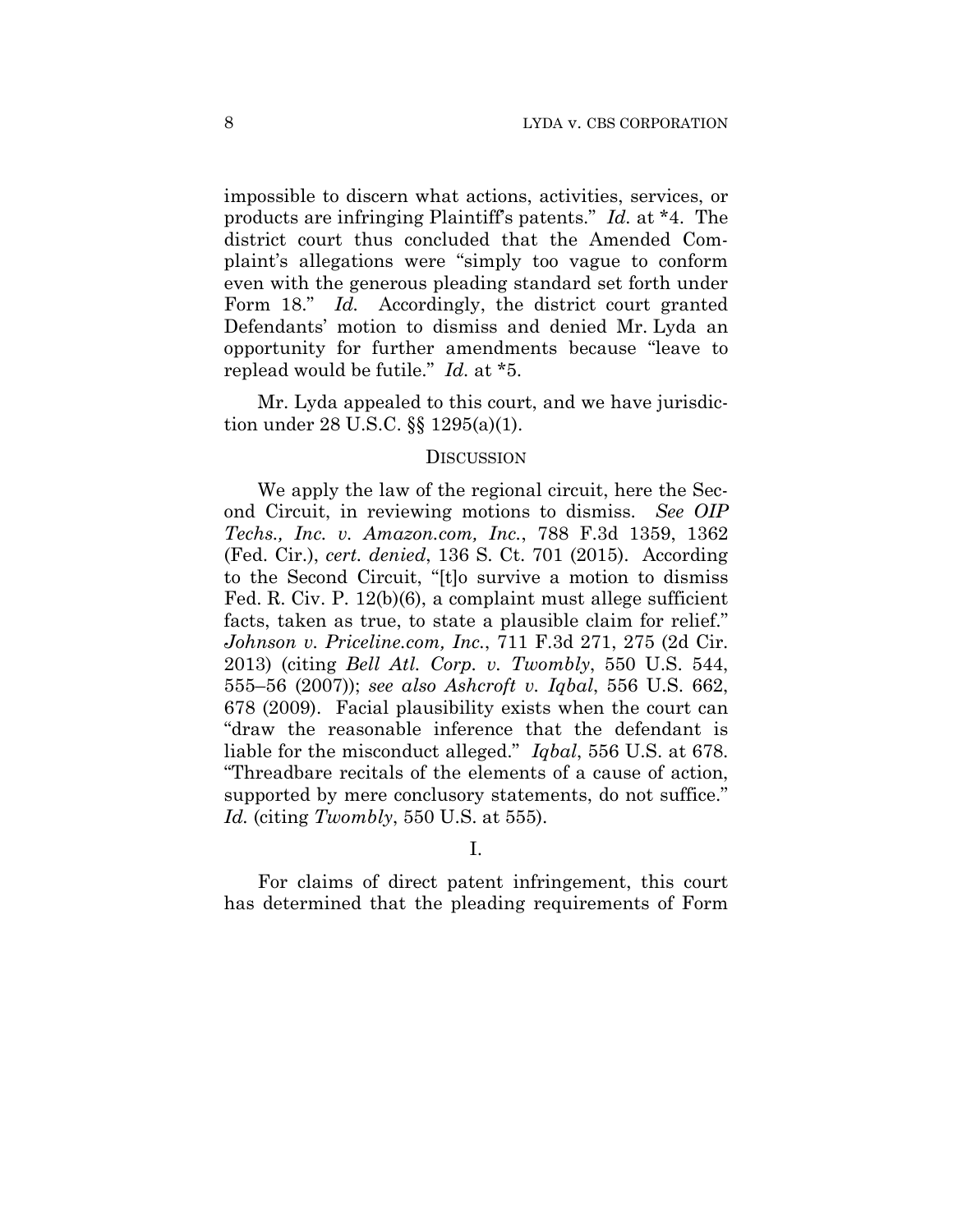impossible to discern what actions, activities, services, or products are infringing Plaintiff's patents." *Id.* at *4. The district court thus concluded that the Amended Complaint's allegations were "simply too vague to conform even with the generous pleading standard set forth under Form 18." *Id.* Accordingly, the district court granted Defendants' motion to dismiss and denied Mr. Lyda an opportunity for further amendments because "leave to replead would be futile." *Id.* at *5.

Mr. Lyda appealed to this court, and we have jurisdiction under 28 U.S.C. §§ 1295(a)(1).

## DISCUSSION

We apply the law of the regional circuit, here the Second Circuit, in reviewing motions to dismiss. *See OIP Techs., Inc. v. Amazon.com, Inc.*, 788 F.3d 1359, 1362 (Fed. Cir.), *cert. denied*, 136 S. Ct. 701 (2015). According to the Second Circuit, "[t]o survive a motion to dismiss Fed. R. Civ. P. 12(b)(6), a complaint must allege sufficient facts, taken as true, to state a plausible claim for relief." *Johnson v. Priceline.com, Inc.*, 711 F.3d 271, 275 (2d Cir. 2013) (citing *Bell Atl. Corp. v. Twombly*, 550 U.S. 544, 555–56 (2007)); *see also Ashcroft v. Iqbal*, 556 U.S. 662, 678 (2009). Facial plausibility exists when the court can "draw the reasonable inference that the defendant is liable for the misconduct alleged." *Iqbal*, 556 U.S. at 678. "Threadbare recitals of the elements of a cause of action, supported by mere conclusory statements, do not suffice." *Id.* (citing *Twombly*, 550 U.S. at 555).

### I.

For claims of direct patent infringement, this court has determined that the pleading requirements of Form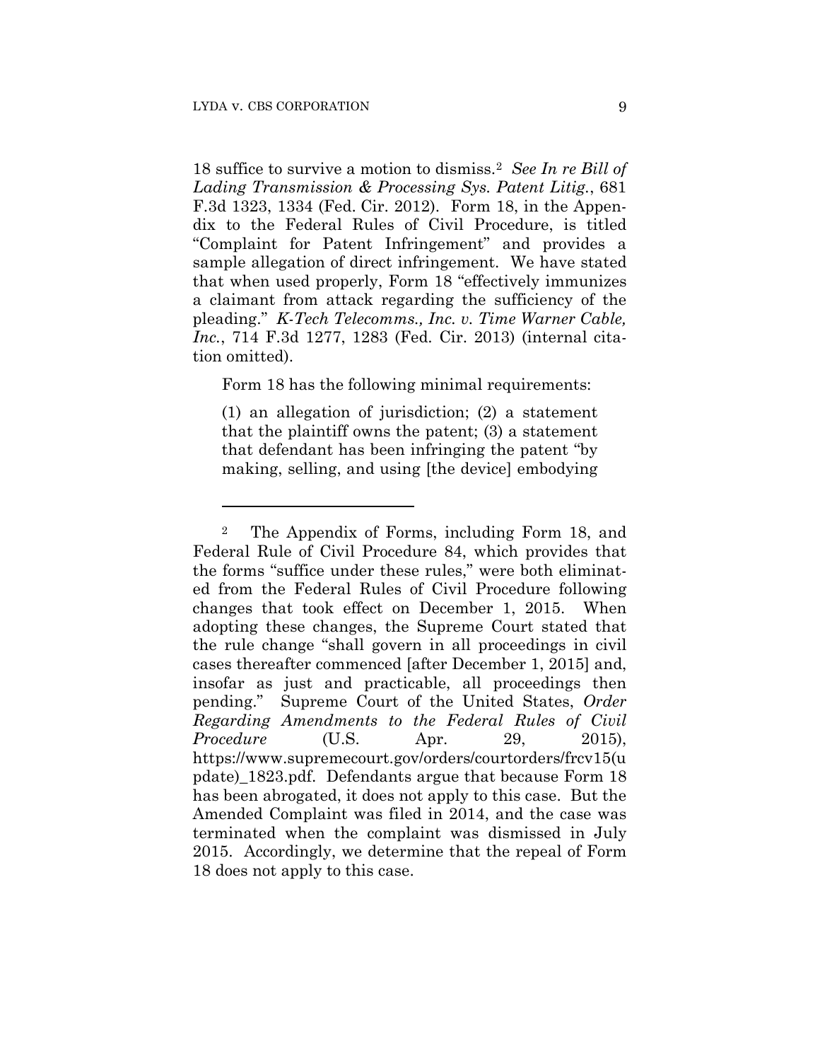18 suffice to survive a motion to dismiss.[2] *See In re Bill of Lading Transmission & Processing Sys. Patent Litig.*, 681 F.3d 1323, 1334 (Fed. Cir. 2012). Form 18, in the Appendix to the Federal Rules of Civil Procedure, is titled "Complaint for Patent Infringement" and provides a sample allegation of direct infringement. We have stated that when used properly, Form 18 "effectively immunizes a claimant from attack regarding the sufficiency of the pleading." *K-Tech Telecomms., Inc. v. Time Warner Cable, Inc.*, 714 F.3d 1277, 1283 (Fed. Cir. 2013) (internal citation omitted).

Form 18 has the following minimal requirements:

> (1) an allegation of jurisdiction; (2) a statement that the plaintiff owns the patent; (3) a statement that defendant has been infringing the patent "by making, selling, and using [the device] embodying

---

[2] The Appendix of Forms, including Form 18, and Federal Rule of Civil Procedure 84, which provides that the forms "suffice under these rules," were both eliminated from the Federal Rules of Civil Procedure following changes that took effect on December 1, 2015. When adopting these changes, the Supreme Court stated that the rule change "shall govern in all proceedings in civil cases thereafter commenced [after December 1, 2015] and, insofar as just and practicable, all proceedings then pending." Supreme Court of the United States, *Order Regarding Amendments to the Federal Rules of Civil Procedure* (U.S. Apr. 29, 2015), https://www.supremecourt.gov/orders/courtorders/frcv15(update)_1823.pdf. Defendants argue that because Form 18 has been abrogated, it does not apply to this case. But the Amended Complaint was filed in 2014, and the case was terminated when the complaint was dismissed in July 2015. Accordingly, we determine that the repeal of Form 18 does not apply to this case.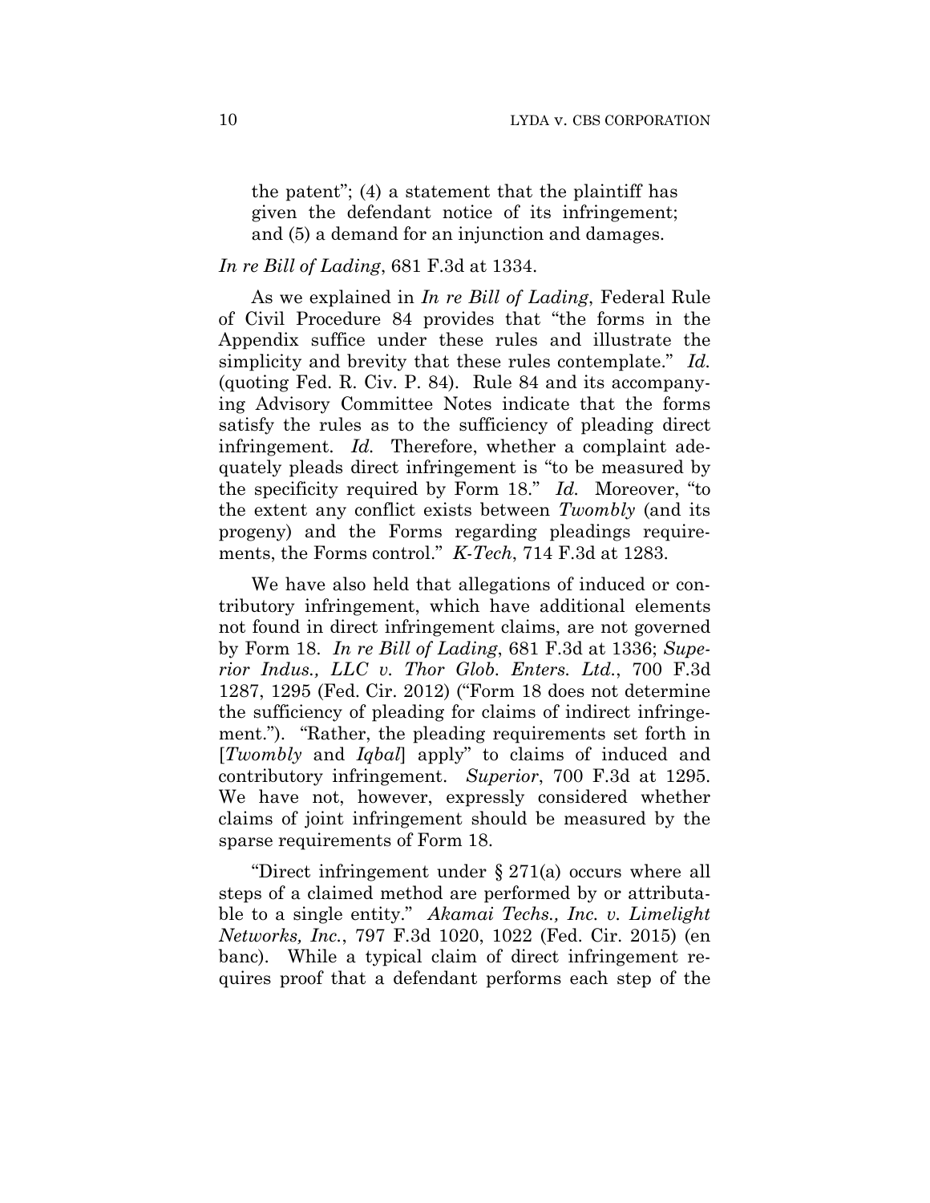the patent"; (4) a statement that the plaintiff has given the defendant notice of its infringement; and (5) a demand for an injunction and damages.

*In re Bill of Lading*, 681 F.3d at 1334.

As we explained in *In re Bill of Lading*, Federal Rule of Civil Procedure 84 provides that "the forms in the Appendix suffice under these rules and illustrate the simplicity and brevity that these rules contemplate." *Id.* (quoting Fed. R. Civ. P. 84). Rule 84 and its accompanying Advisory Committee Notes indicate that the forms satisfy the rules as to the sufficiency of pleading direct infringement. *Id.* Therefore, whether a complaint adequately pleads direct infringement is "to be measured by the specificity required by Form 18." *Id.* Moreover, "to the extent any conflict exists between *Twombly* (and its progeny) and the Forms regarding pleadings requirements, the Forms control." *K-Tech*, 714 F.3d at 1283.

We have also held that allegations of induced or contributory infringement, which have additional elements not found in direct infringement claims, are not governed by Form 18. *In re Bill of Lading*, 681 F.3d at 1336; *Superior Indus., LLC v. Thor Glob. Enters. Ltd.*, 700 F.3d 1287, 1295 (Fed. Cir. 2012) ("Form 18 does not determine the sufficiency of pleading for claims of indirect infringement."). "Rather, the pleading requirements set forth in [*Twombly* and *Iqbal*] apply" to claims of induced and contributory infringement. *Superior*, 700 F.3d at 1295. We have not, however, expressly considered whether claims of joint infringement should be measured by the sparse requirements of Form 18.

"Direct infringement under § 271(a) occurs where all steps of a claimed method are performed by or attributable to a single entity." *Akamai Techs., Inc. v. Limelight Networks, Inc.*, 797 F.3d 1020, 1022 (Fed. Cir. 2015) (en banc). While a typical claim of direct infringement requires proof that a defendant performs each step of the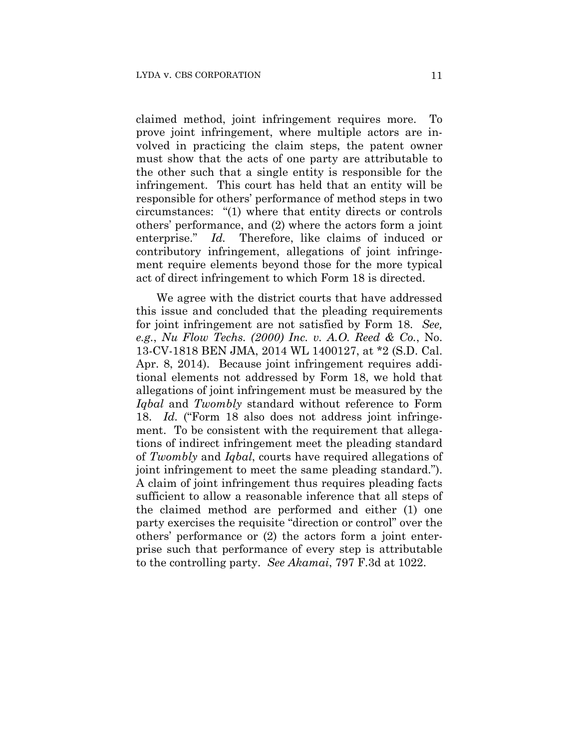claimed method, joint infringement requires more. To prove joint infringement, where multiple actors are involved in practicing the claim steps, the patent owner must show that the acts of one party are attributable to the other such that a single entity is responsible for the infringement. This court has held that an entity will be responsible for others' performance of method steps in two circumstances: "(1) where that entity directs or controls others' performance, and (2) where the actors form a joint enterprise." *Id.* Therefore, like claims of induced or contributory infringement, allegations of joint infringement require elements beyond those for the more typical act of direct infringement to which Form 18 is directed.

We agree with the district courts that have addressed this issue and concluded that the pleading requirements for joint infringement are not satisfied by Form 18. *See, e.g.*, *Nu Flow Techs. (2000) Inc. v. A.O. Reed & Co.*, No. 13-CV-1818 BEN JMA, 2014 WL 1400127, at *2 (S.D. Cal. Apr. 8, 2014). Because joint infringement requires additional elements not addressed by Form 18, we hold that allegations of joint infringement must be measured by the *Iqbal* and *Twombly* standard without reference to Form 18. *Id.* ("Form 18 also does not address joint infringement. To be consistent with the requirement that allegations of indirect infringement meet the pleading standard of *Twombly* and *Iqbal*, courts have required allegations of joint infringement to meet the same pleading standard."). A claim of joint infringement thus requires pleading facts sufficient to allow a reasonable inference that all steps of the claimed method are performed and either (1) one party exercises the requisite "direction or control" over the others' performance or (2) the actors form a joint enterprise such that performance of every step is attributable to the controlling party. *See Akamai*, 797 F.3d at 1022.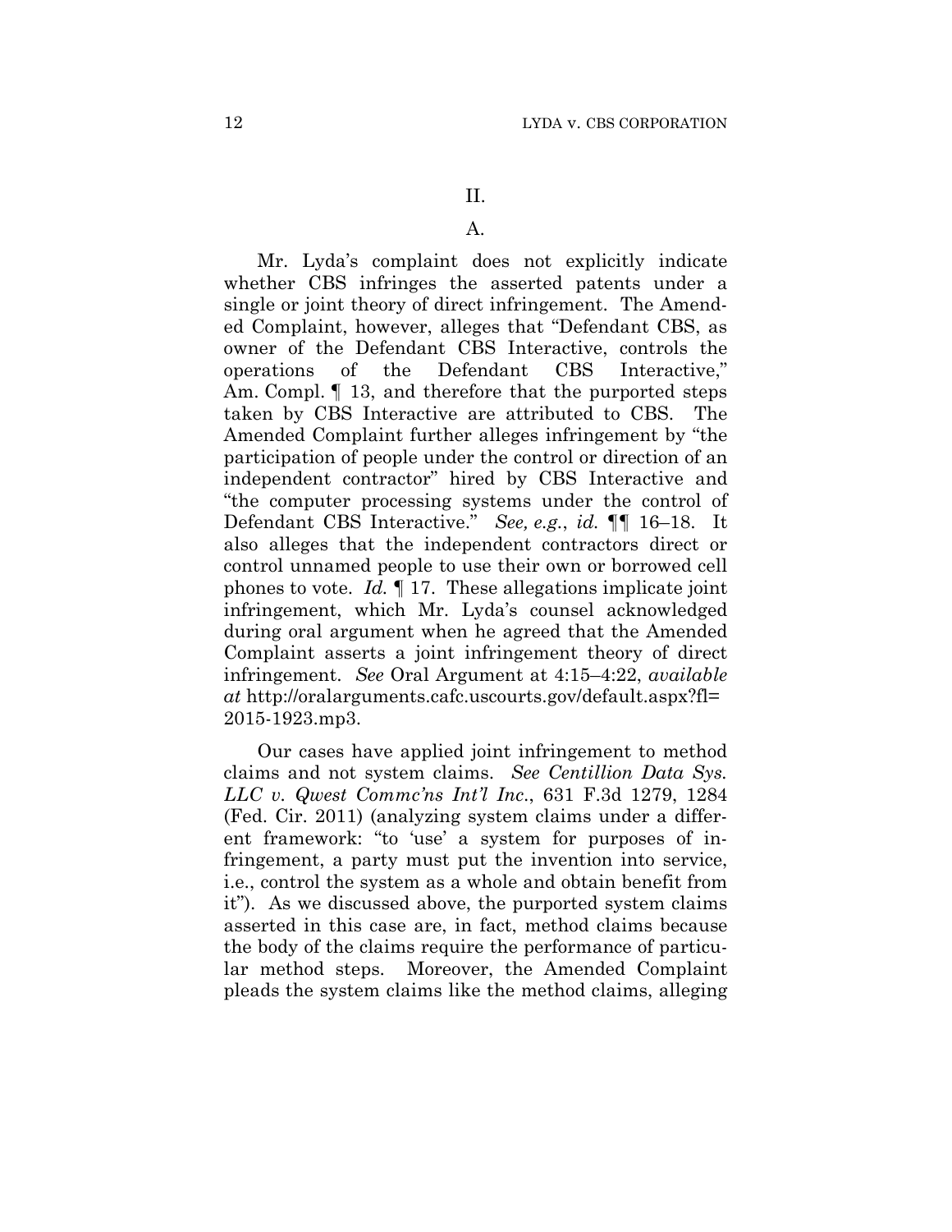## II.

### A.

Mr. Lyda's complaint does not explicitly indicate whether CBS infringes the asserted patents under a single or joint theory of direct infringement. The Amended Complaint, however, alleges that "Defendant CBS, as owner of the Defendant CBS Interactive, controls the operations of the Defendant CBS Interactive," Am. Compl. ¶ 13, and therefore that the purported steps taken by CBS Interactive are attributed to CBS. The Amended Complaint further alleges infringement by "the participation of people under the control or direction of an independent contractor" hired by CBS Interactive and "the computer processing systems under the control of Defendant CBS Interactive." *See, e.g.*, *id.* ¶¶ 16–18. It also alleges that the independent contractors direct or control unnamed people to use their own or borrowed cell phones to vote. *Id.* ¶ 17. These allegations implicate joint infringement, which Mr. Lyda's counsel acknowledged during oral argument when he agreed that the Amended Complaint asserts a joint infringement theory of direct infringement. *See* Oral Argument at 4:15–4:22, *available at* http://oralarguments.cafc.uscourts.gov/default.aspx?fl=2015-1923.mp3.

Our cases have applied joint infringement to method claims and not system claims. *See Centillion Data Sys. LLC v. Qwest Commc'ns Int'l Inc.*, 631 F.3d 1279, 1284 (Fed. Cir. 2011) (analyzing system claims under a different framework: "to 'use' a system for purposes of infringement, a party must put the invention into service, i.e., control the system as a whole and obtain benefit from it"). As we discussed above, the purported system claims asserted in this case are, in fact, method claims because the body of the claims require the performance of particular method steps. Moreover, the Amended Complaint pleads the system claims like the method claims, alleging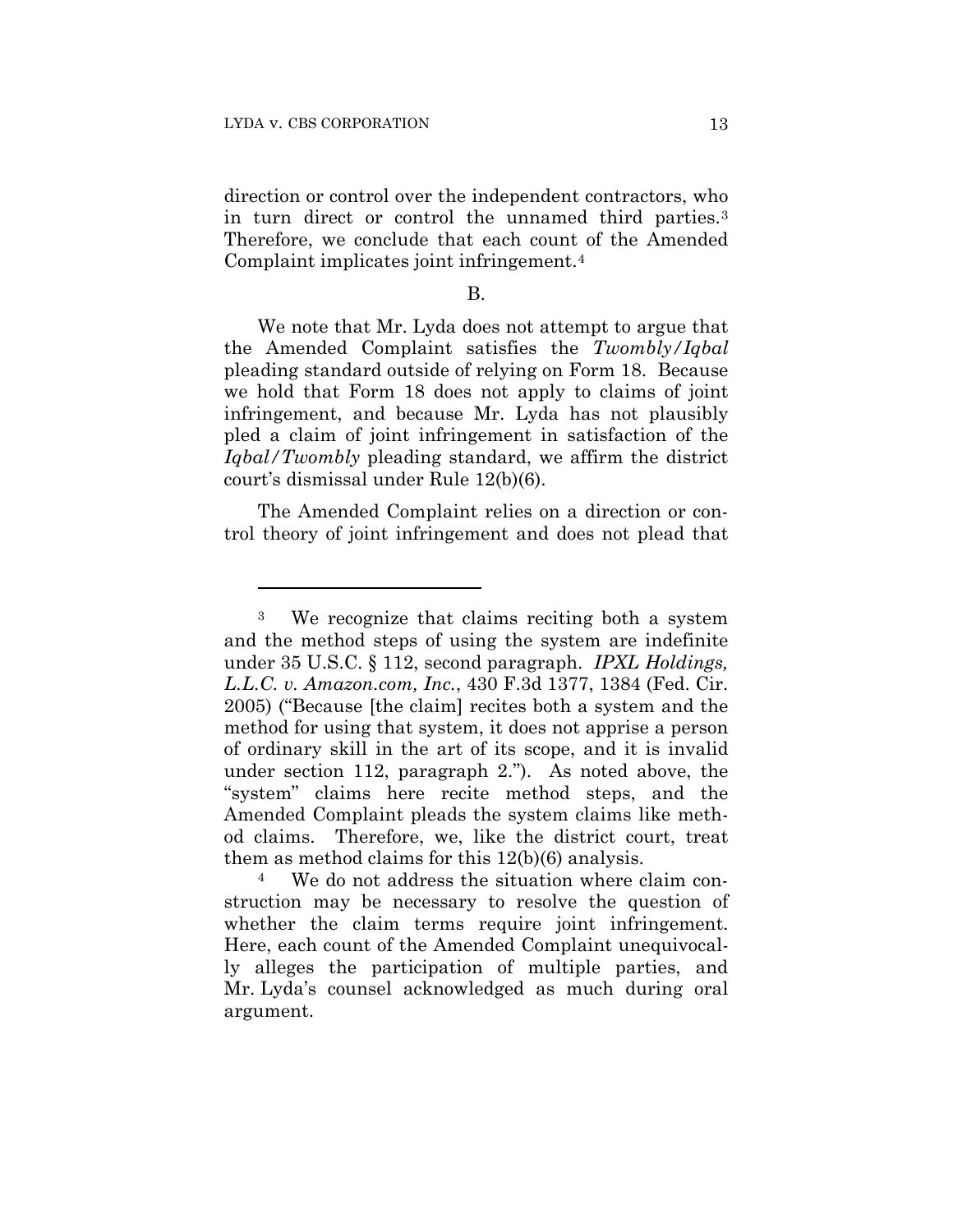direction or control over the independent contractors, who in turn direct or control the unnamed third parties.[3] Therefore, we conclude that each count of the Amended Complaint implicates joint infringement.[4]

B.

We note that Mr. Lyda does not attempt to argue that the Amended Complaint satisfies the *Twombly/Iqbal* pleading standard outside of relying on Form 18. Because we hold that Form 18 does not apply to claims of joint infringement, and because Mr. Lyda has not plausibly pled a claim of joint infringement in satisfaction of the *Iqbal/Twombly* pleading standard, we affirm the district court's dismissal under Rule 12(b)(6).

The Amended Complaint relies on a direction or control theory of joint infringement and does not plead that

---

[3] We recognize that claims reciting both a system and the method steps of using the system are indefinite under 35 U.S.C. § 112, second paragraph. *IPXL Holdings, L.L.C. v. Amazon.com, Inc.*, 430 F.3d 1377, 1384 (Fed. Cir. 2005) ("Because [the claim] recites both a system and the method for using that system, it does not apprise a person of ordinary skill in the art of its scope, and it is invalid under section 112, paragraph 2."). As noted above, the "system" claims here recite method steps, and the Amended Complaint pleads the system claims like method claims. Therefore, we, like the district court, treat them as method claims for this 12(b)(6) analysis.

[4] We do not address the situation where claim construction may be necessary to resolve the question of whether the claim terms require joint infringement. Here, each count of the Amended Complaint unequivocally alleges the participation of multiple parties, and Mr. Lyda's counsel acknowledged as much during oral argument.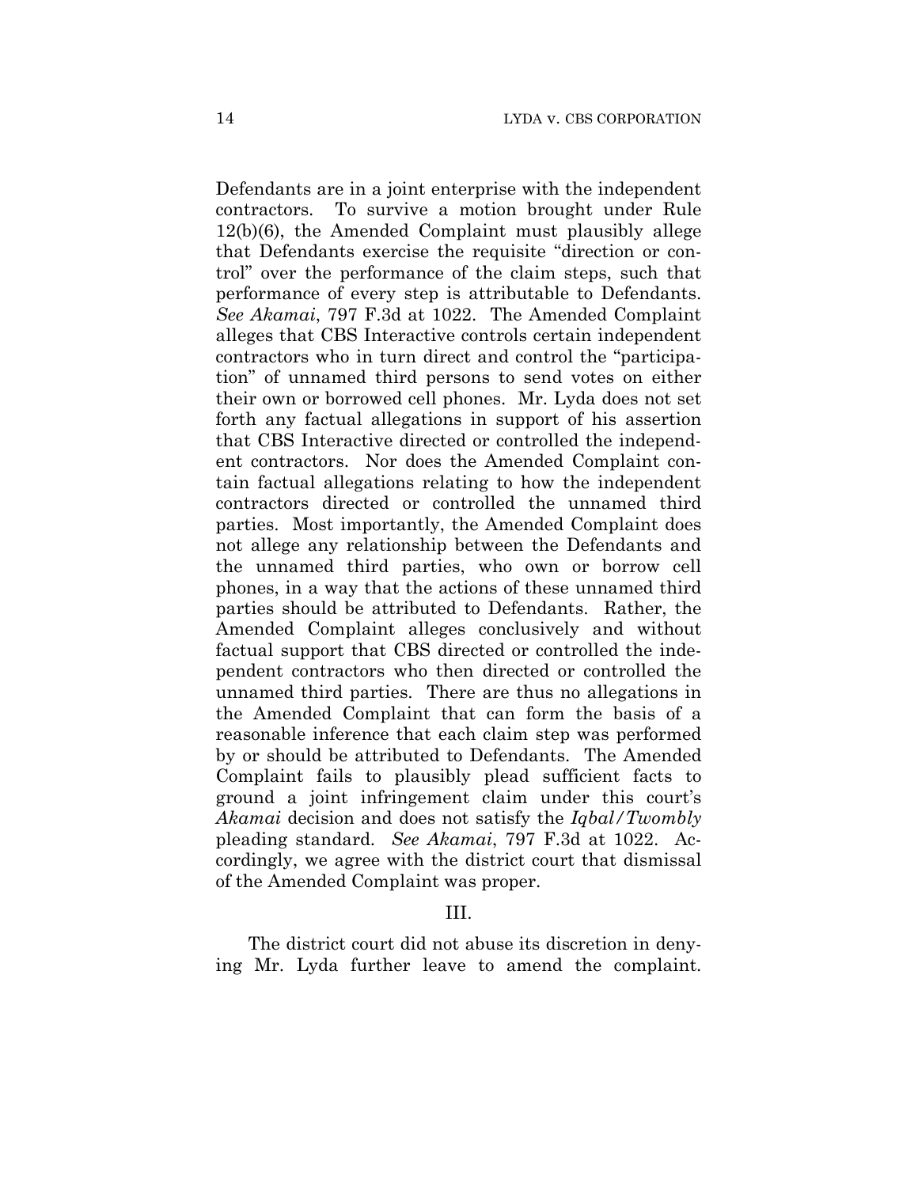Defendants are in a joint enterprise with the independent contractors. To survive a motion brought under Rule 12(b)(6), the Amended Complaint must plausibly allege that Defendants exercise the requisite "direction or control" over the performance of the claim steps, such that performance of every step is attributable to Defendants. *See Akamai*, 797 F.3d at 1022. The Amended Complaint alleges that CBS Interactive controls certain independent contractors who in turn direct and control the "participation" of unnamed third persons to send votes on either their own or borrowed cell phones. Mr. Lyda does not set forth any factual allegations in support of his assertion that CBS Interactive directed or controlled the independent contractors. Nor does the Amended Complaint contain factual allegations relating to how the independent contractors directed or controlled the unnamed third parties. Most importantly, the Amended Complaint does not allege any relationship between the Defendants and the unnamed third parties, who own or borrow cell phones, in a way that the actions of these unnamed third parties should be attributed to Defendants. Rather, the Amended Complaint alleges conclusively and without factual support that CBS directed or controlled the independent contractors who then directed or controlled the unnamed third parties. There are thus no allegations in the Amended Complaint that can form the basis of a reasonable inference that each claim step was performed by or should be attributed to Defendants. The Amended Complaint fails to plausibly plead sufficient facts to ground a joint infringement claim under this court's *Akamai* decision and does not satisfy the *Iqbal/Twombly* pleading standard. *See Akamai*, 797 F.3d at 1022. Accordingly, we agree with the district court that dismissal of the Amended Complaint was proper.

## III.

The district court did not abuse its discretion in denying Mr. Lyda further leave to amend the complaint.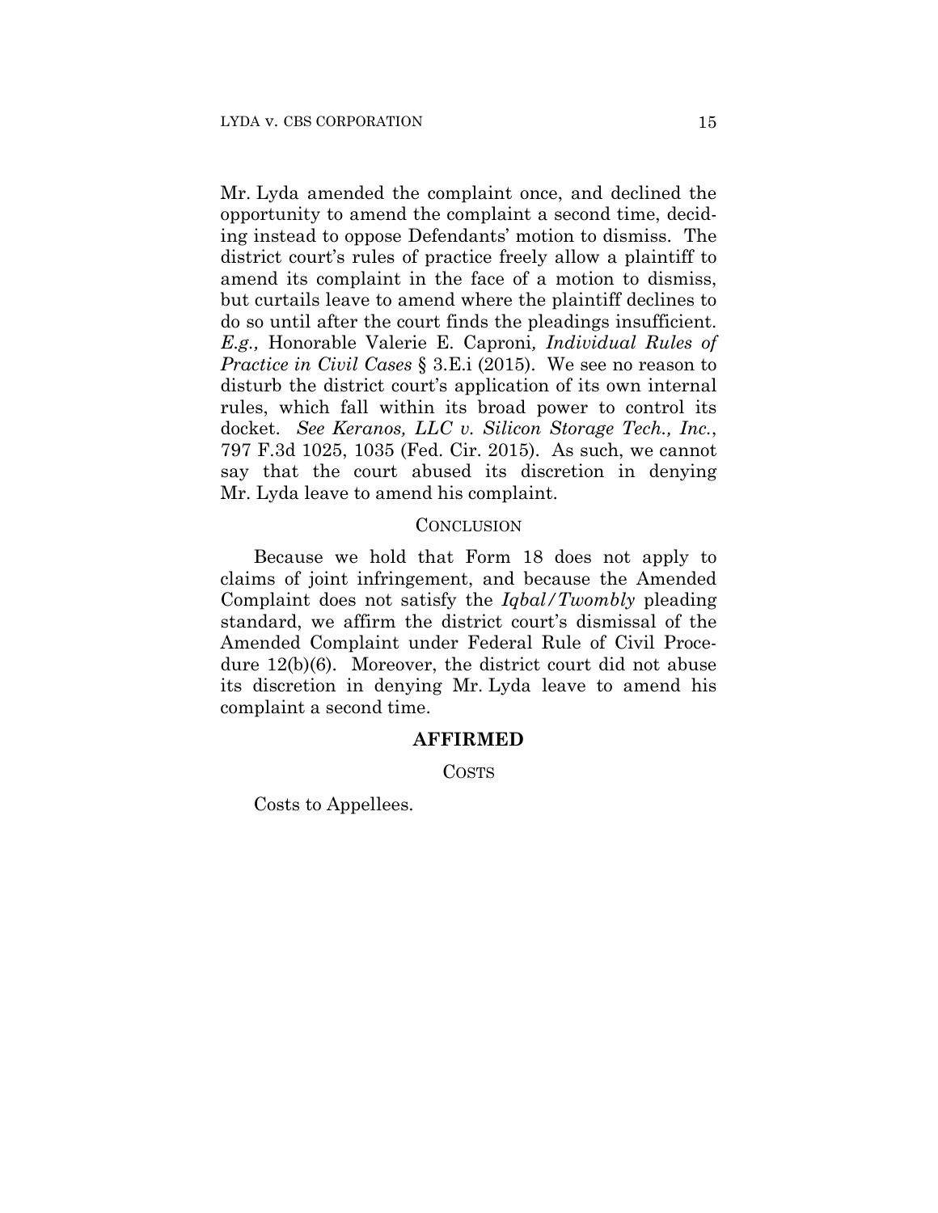Mr. Lyda amended the complaint once, and declined the opportunity to amend the complaint a second time, deciding instead to oppose Defendants' motion to dismiss. The district court's rules of practice freely allow a plaintiff to amend its complaint in the face of a motion to dismiss, but curtails leave to amend where the plaintiff declines to do so until after the court finds the pleadings insufficient. *E.g.,* Honorable Valerie E. Caproni*, Individual Rules of Practice in Civil Cases* § 3.E.i (2015). We see no reason to disturb the district court's application of its own internal rules, which fall within its broad power to control its docket. *See Keranos, LLC v. Silicon Storage Tech., Inc.*, 797 F.3d 1025, 1035 (Fed. Cir. 2015). As such, we cannot say that the court abused its discretion in denying Mr. Lyda leave to amend his complaint.

## CONCLUSION

Because we hold that Form 18 does not apply to claims of joint infringement, and because the Amended Complaint does not satisfy the *Iqbal/Twombly* pleading standard, we affirm the district court's dismissal of the Amended Complaint under Federal Rule of Civil Procedure 12(b)(6). Moreover, the district court did not abuse its discretion in denying Mr. Lyda leave to amend his complaint a second time.

**AFFIRMED**

COSTS

Costs to Appellees.